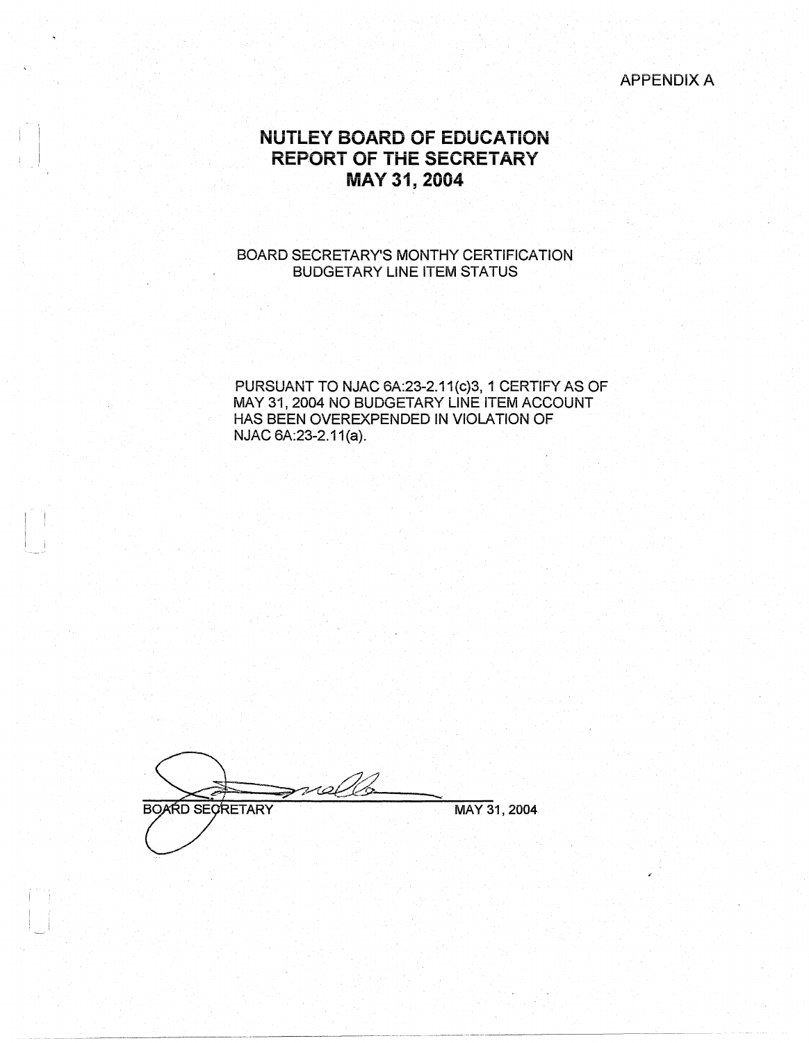APPENDIX A

# NUTLEY BOARD OF EDUCATION
# REPORT OF THE SECRETARY
# MAY 31, 2004

BOARD SECRETARY'S MONTHY CERTIFICATION
BUDGETARY LINE ITEM STATUS

PURSUANT TO NJAC 6A:23-2.11(c)3, 1 CERTIFY AS OF MAY 31, 2004 NO BUDGETARY LINE ITEM ACCOUNT HAS BEEN OVEREXPENDED IN VIOLATION OF NJAC 6A:23-2.11(a).

BOARD SECRETARY MAY 31, 2004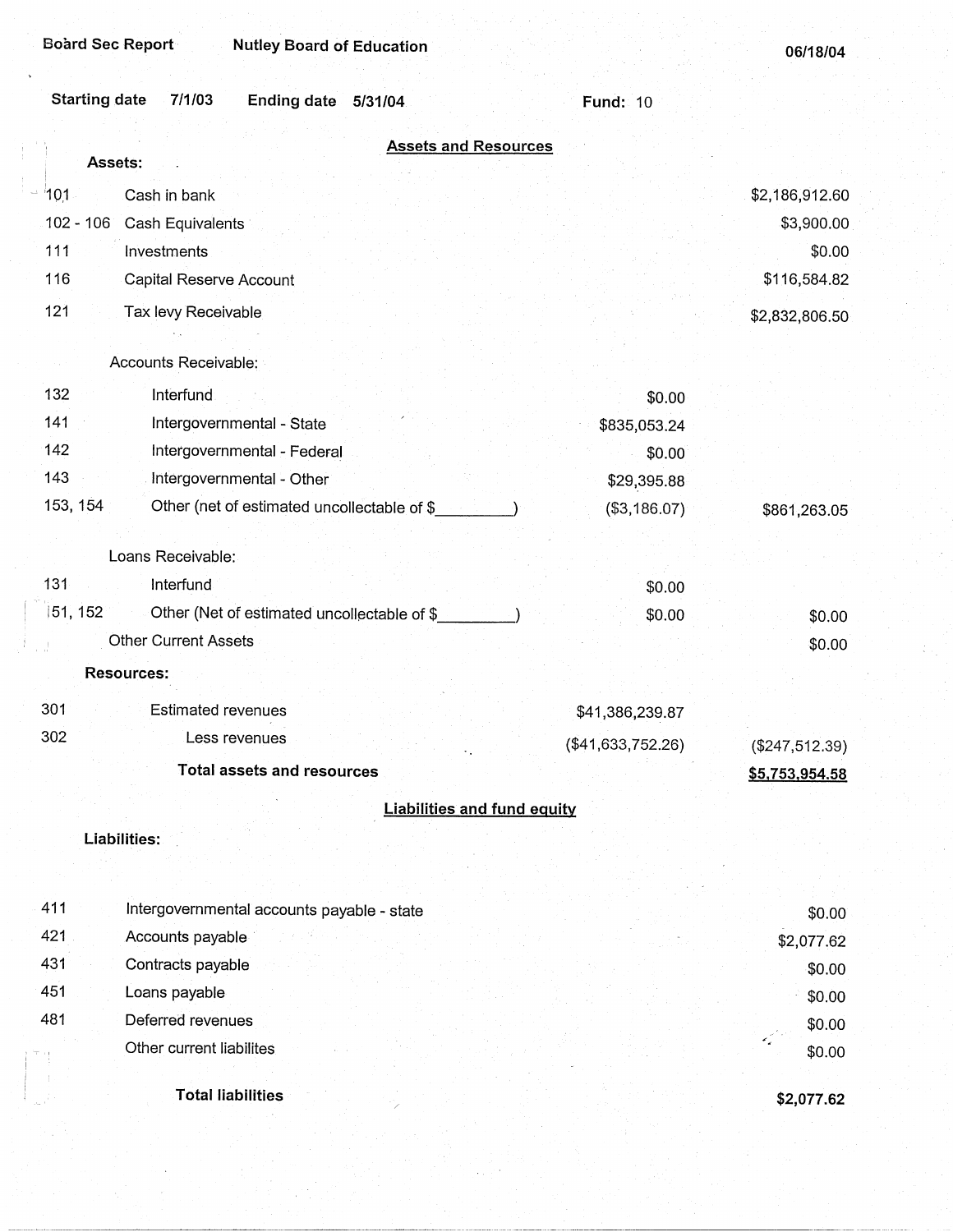Board Sec Report | Nutley Board of Education | 06/18/04

Starting date 7/1/03 | Ending date 5/31/04 | Fund: 10

## Assets and Resources

| Code | Description | | Amount |
|---|---|---|---|
| | **Assets:** | | |
| 101 | Cash in bank | | $2,186,912.60 |
| 102 - 106 | Cash Equivalents | | $3,900.00 |
| 111 | Investments | | $0.00 |
| 116 | Capital Reserve Account | | $116,584.82 |
| 121 | Tax levy Receivable | | $2,832,806.50 |
| | Accounts Receivable: | | |
| 132 | Interfund | $0.00 | |
| 141 | Intergovernmental - State | $835,053.24 | |
| 142 | Intergovernmental - Federal | $0.00 | |
| 143 | Intergovernmental - Other | $29,395.88 | |
| 153, 154 | Other (net of estimated uncollectable of $\_\_\_\_\_\_\_\_\_) | ($3,186.07) | $861,263.05 |
| | Loans Receivable: | | |
| 131 | Interfund | $0.00 | |
| 151, 152 | Other (Net of estimated uncollectable of $\_\_\_\_\_\_\_\_\_) | $0.00 | $0.00 |
| | Other Current Assets | | $0.00 |
| | **Resources:** | | |
| 301 | Estimated revenues | $41,386,239.87 | |
| 302 | Less revenues | ($41,633,752.26) | ($247,512.39) |
| | **Total assets and resources** | | **$5,753,954.58** |

## Liabilities and fund equity

| Code | Description | Amount |
|---|---|---|
| | **Liabilities:** | |
| 411 | Intergovernmental accounts payable - state | $0.00 |
| 421 | Accounts payable | $2,077.62 |
| 431 | Contracts payable | $0.00 |
| 451 | Loans payable | $0.00 |
| 481 | Deferred revenues | $0.00 |
| | Other current liabilites | $0.00 |
| | **Total liabilities** | **$2,077.62** |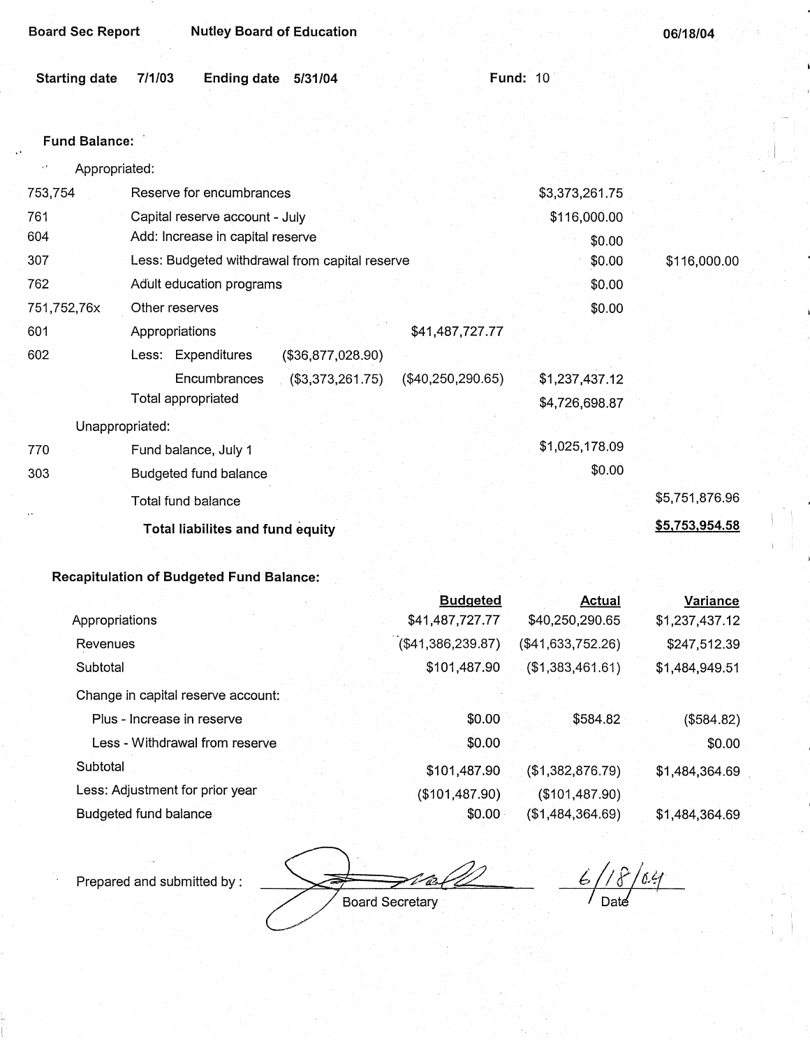**Board Sec Report** **Nutley Board of Education** **06/18/04**

**Starting date** 7/1/03 **Ending date** 5/31/04 **Fund:** 10

**Fund Balance:**

Appropriated:

| Code | Description | | | | |
|---|---|---|---|---|---|
| 753,754 | Reserve for encumbrances | | | $3,373,261.75 | |
| 761 | Capital reserve account - July | | | $116,000.00 | |
| 604 | Add: Increase in capital reserve | | | $0.00 | |
| 307 | Less: Budgeted withdrawal from capital reserve | | | $0.00 | $116,000.00 |
| 762 | Adult education programs | | | $0.00 | |
| 751,752,76x | Other reserves | | | $0.00 | |
| 601 | Appropriations | | $41,487,727.77 | | |
| 602 | Less: Expenditures | ($36,877,028.90) | | | |
| | Encumbrances | ($3,373,261.75) | ($40,250,290.65) | $1,237,437.12 | |
| | Total appropriated | | | $4,726,698.87 | |

Unappropriated:

| Code | Description | | |
|---|---|---|---|
| 770 | Fund balance, July 1 | $1,025,178.09 | |
| 303 | Budgeted fund balance | $0.00 | |
| | Total fund balance | | $5,751,876.96 |
| | **Total liabilites and fund equity** | | **$5,753,954.58** |

**Recapitulation of Budgeted Fund Balance:**

| | Budgeted | Actual | Variance |
|---|---|---|---|
| Appropriations | $41,487,727.77 | $40,250,290.65 | $1,237,437.12 |
| Revenues | ($41,386,239.87) | ($41,633,752.26) | $247,512.39 |
| Subtotal | $101,487.90 | ($1,383,461.61) | $1,484,949.51 |
| Change in capital reserve account: | | | |
| Plus - Increase in reserve | $0.00 | $584.82 | ($584.82) |
| Less - Withdrawal from reserve | $0.00 | | $0.00 |
| Subtotal | $101,487.90 | ($1,382,876.79) | $1,484,364.69 |
| Less: Adjustment for prior year | ($101,487.90) | ($101,487.90) | |
| Budgeted fund balance | $0.00 | ($1,484,364.69) | $1,484,364.69 |

Prepared and submitted by : _______________ Board Secretary    6/18/04 Date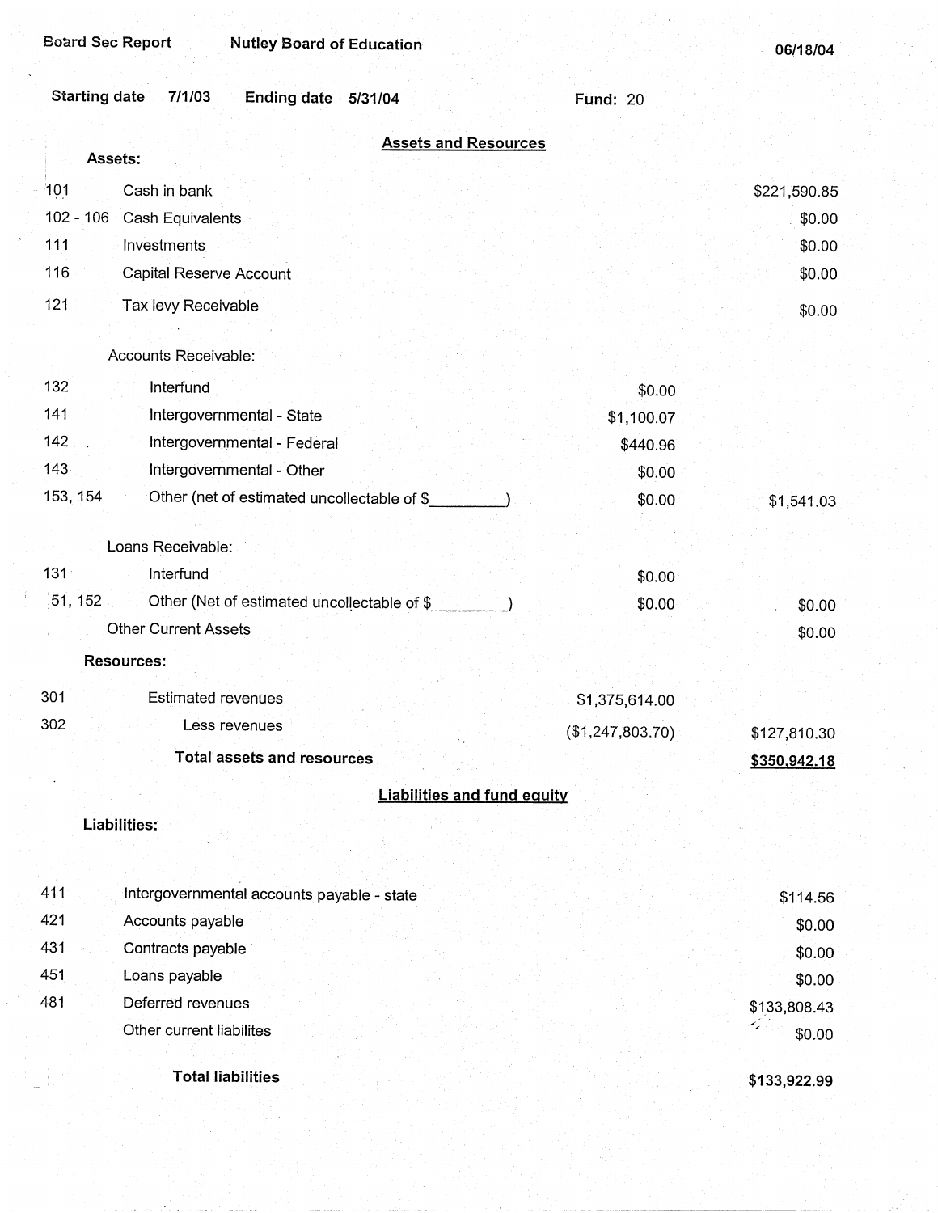Board Sec Report    Nutley Board of Education    06/18/04

Starting date 7/1/03    Ending date 5/31/04    Fund: 20

## Assets and Resources

**Assets:**

| Code | Description | | Amount |
|---|---|---|---|
| 101 | Cash in bank | | $221,590.85 |
| 102 - 106 | Cash Equivalents | | $0.00 |
| 111 | Investments | | $0.00 |
| 116 | Capital Reserve Account | | $0.00 |
| 121 | Tax levy Receivable | | $0.00 |
| | Accounts Receivable: | | |
| 132 | Interfund | $0.00 | |
| 141 | Intergovernmental - State | $1,100.07 | |
| 142 | Intergovernmental - Federal | $440.96 | |
| 143 | Intergovernmental - Other | $0.00 | |
| 153, 154 | Other (net of estimated uncollectable of $_________) | $0.00 | $1,541.03 |
| | Loans Receivable: | | |
| 131 | Interfund | $0.00 | |
| 51, 152 | Other (Net of estimated uncollectable of $_________) | $0.00 | $0.00 |
| | Other Current Assets | | $0.00 |

**Resources:**

| Code | Description | | Amount |
|---|---|---|---|
| 301 | Estimated revenues | $1,375,614.00 | |
| 302 | Less revenues | ($1,247,803.70) | $127,810.30 |
| | **Total assets and resources** | | **$350,942.18** |

## Liabilities and fund equity

**Liabilities:**

| Code | Description | Amount |
|---|---|---|
| 411 | Intergovernmental accounts payable - state | $114.56 |
| 421 | Accounts payable | $0.00 |
| 431 | Contracts payable | $0.00 |
| 451 | Loans payable | $0.00 |
| 481 | Deferred revenues | $133,808.43 |
| | Other current liabilites | $0.00 |
| | **Total liabilities** | **$133,922.99** |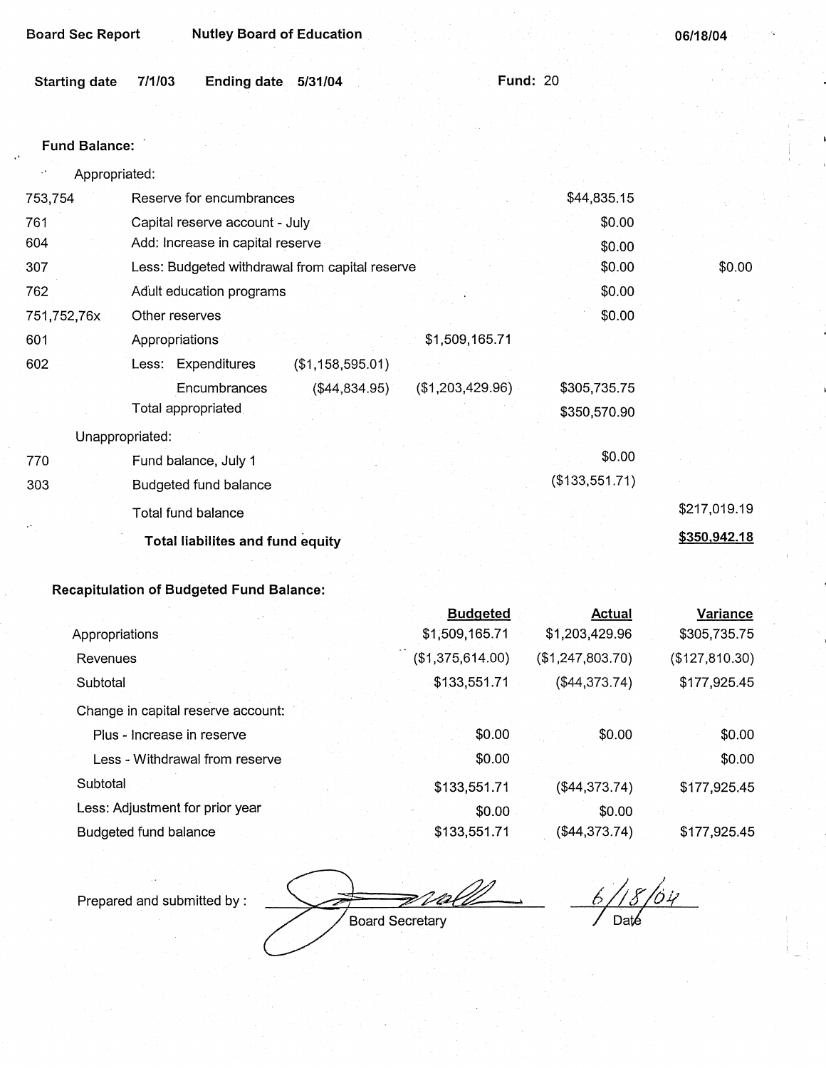Board Sec Report    Nutley Board of Education    06/18/04

Starting date 7/1/03    Ending date 5/31/04    Fund: 20

**Fund Balance:**

Appropriated:

| Code | Description | | | | |
|---|---|---|---|---|---|
| 753,754 | Reserve for encumbrances | | | $44,835.15 | |
| 761 | Capital reserve account - July | | | $0.00 | |
| 604 | Add: Increase in capital reserve | | | $0.00 | |
| 307 | Less: Budgeted withdrawal from capital reserve | | | $0.00 | $0.00 |
| 762 | Adult education programs | | | $0.00 | |
| 751,752,76x | Other reserves | | | $0.00 | |
| 601 | Appropriations | | $1,509,165.71 | | |
| 602 | Less: Expenditures | ($1,158,595.01) | | | |
| | Encumbrances | ($44,834.95) | ($1,203,429.96) | $305,735.75 | |
| | Total appropriated | | | $350,570.90 | |

Unappropriated:

| Code | Description | | |
|---|---|---|---|
| 770 | Fund balance, July 1 | $0.00 | |
| 303 | Budgeted fund balance | ($133,551.71) | |
| | Total fund balance | | $217,019.19 |
| | **Total liabilites and fund equity** | | **$350,942.18** |

**Recapitulation of Budgeted Fund Balance:**

| | Budgeted | Actual | Variance |
|---|---|---|---|
| Appropriations | $1,509,165.71 | $1,203,429.96 | $305,735.75 |
| Revenues | ($1,375,614.00) | ($1,247,803.70) | ($127,810.30) |
| Subtotal | $133,551.71 | ($44,373.74) | $177,925.45 |
| Change in capital reserve account: | | | |
| Plus - Increase in reserve | $0.00 | $0.00 | $0.00 |
| Less - Withdrawal from reserve | $0.00 | | $0.00 |
| Subtotal | $133,551.71 | ($44,373.74) | $177,925.45 |
| Less: Adjustment for prior year | $0.00 | $0.00 | |
| Budgeted fund balance | $133,551.71 | ($44,373.74) | $177,925.45 |

Prepared and submitted by : ________________ Board Secretary    6/18/04 Date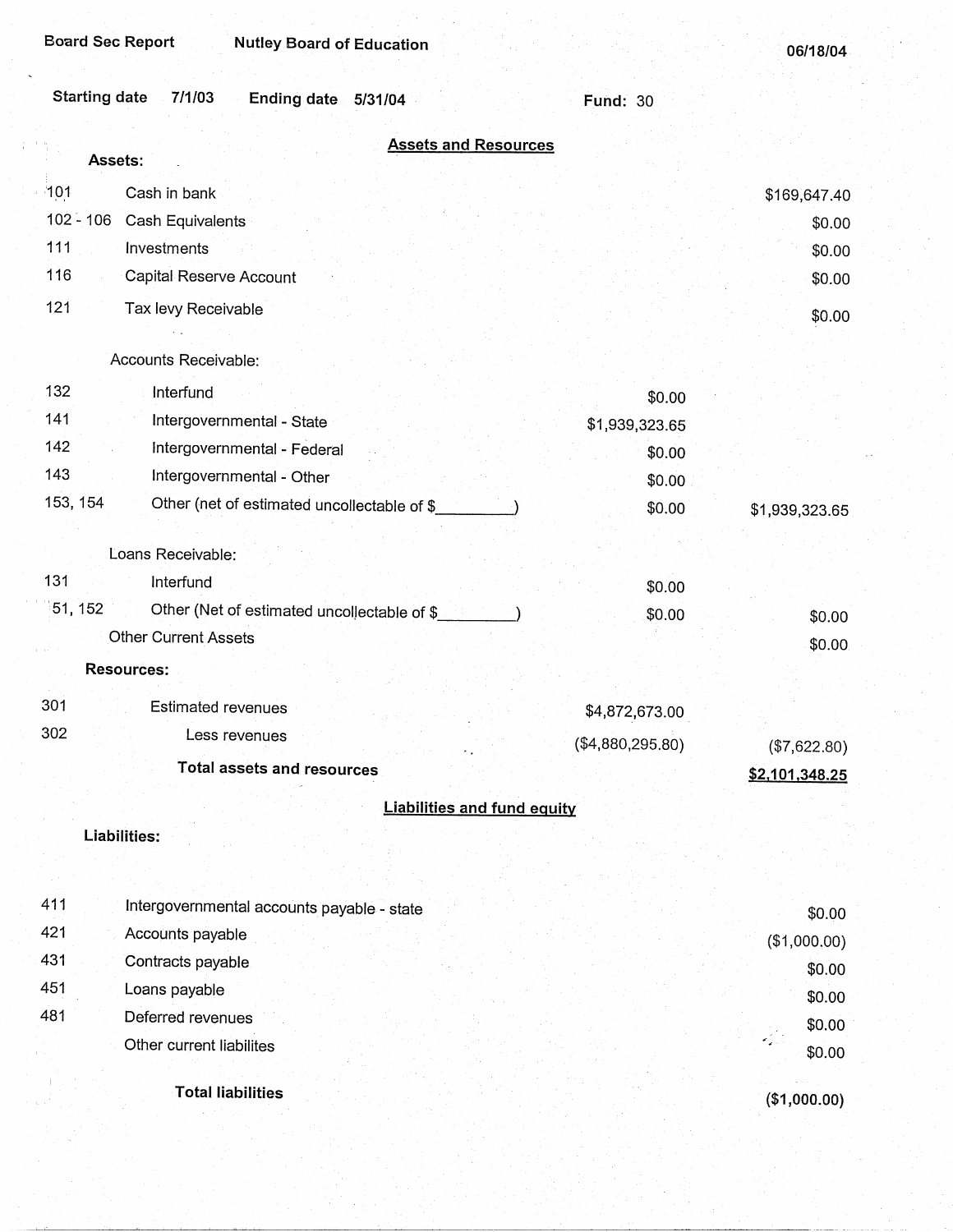Board Sec Report    Nutley Board of Education    06/18/04

Starting date 7/1/03    Ending date 5/31/04    Fund: 30

## Assets and Resources

**Assets:**

| Code | Description | | Amount |
|---|---|---|---|
| 101 | Cash in bank | | $169,647.40 |
| 102 - 106 | Cash Equivalents | | $0.00 |
| 111 | Investments | | $0.00 |
| 116 | Capital Reserve Account | | $0.00 |
| 121 | Tax levy Receivable | | $0.00 |
| | Accounts Receivable: | | |
| 132 | Interfund | $0.00 | |
| 141 | Intergovernmental - State | $1,939,323.65 | |
| 142 | Intergovernmental - Federal | $0.00 | |
| 143 | Intergovernmental - Other | $0.00 | |
| 153, 154 | Other (net of estimated uncollectable of $_________) | $0.00 | $1,939,323.65 |
| | Loans Receivable: | | |
| 131 | Interfund | $0.00 | |
| 51, 152 | Other (Net of estimated uncollectable of $_________) | $0.00 | $0.00 |
| | Other Current Assets | | $0.00 |

**Resources:**

| Code | Description | | Amount |
|---|---|---|---|
| 301 | Estimated revenues | $4,872,673.00 | |
| 302 | Less revenues | ($4,880,295.80) | ($7,622.80) |
| | **Total assets and resources** | | **$2,101,348.25** |

## Liabilities and fund equity

**Liabilities:**

| Code | Description | Amount |
|---|---|---|
| 411 | Intergovernmental accounts payable - state | $0.00 |
| 421 | Accounts payable | ($1,000.00) |
| 431 | Contracts payable | $0.00 |
| 451 | Loans payable | $0.00 |
| 481 | Deferred revenues | $0.00 |
| | Other current liabilites | $0.00 |
| | **Total liabilities** | **($1,000.00)** |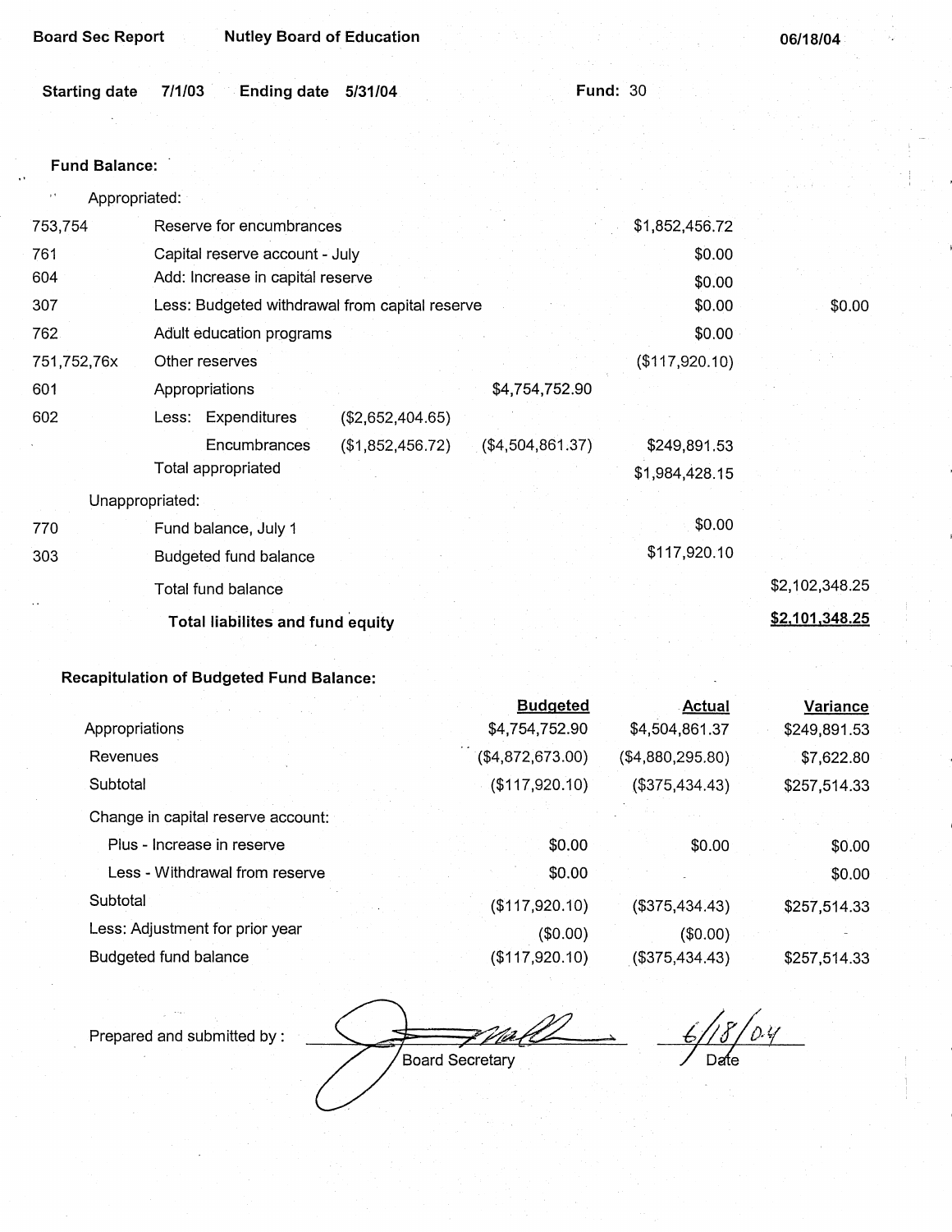**Board Sec Report** **Nutley Board of Education** **06/18/04**

**Starting date** 7/1/03 **Ending date** 5/31/04 **Fund:** 30

**Fund Balance:**

| | | | | | |
|---|---|---|---|---|---|
| | Appropriated: | | | | |
| 753,754 | Reserve for encumbrances | | | $1,852,456.72 | |
| 761 | Capital reserve account - July | | | $0.00 | |
| 604 | Add: Increase in capital reserve | | | $0.00 | |
| 307 | Less: Budgeted withdrawal from capital reserve | | | $0.00 | $0.00 |
| 762 | Adult education programs | | | $0.00 | |
| 751,752,76x | Other reserves | | | ($117,920.10) | |
| 601 | Appropriations | | $4,754,752.90 | | |
| 602 | Less: Expenditures | ($2,652,404.65) | | | |
| | Encumbrances | ($1,852,456.72) | ($4,504,861.37) | $249,891.53 | |
| | Total appropriated | | | $1,984,428.15 | |
| | Unappropriated: | | | | |
| 770 | Fund balance, July 1 | | | $0.00 | |
| 303 | Budgeted fund balance | | | $117,920.10 | |
| | Total fund balance | | | | $2,102,348.25 |
| | **Total liabilites and fund equity** | | | | **$2,101,348.25** |

**Recapitulation of Budgeted Fund Balance:**

| | Budgeted | Actual | Variance |
|---|---|---|---|
| Appropriations | $4,754,752.90 | $4,504,861.37 | $249,891.53 |
| Revenues | ($4,872,673.00) | ($4,880,295.80) | $7,622.80 |
| Subtotal | ($117,920.10) | ($375,434.43) | $257,514.33 |
| Change in capital reserve account: | | | |
| Plus - Increase in reserve | $0.00 | $0.00 | $0.00 |
| Less - Withdrawal from reserve | $0.00 | | $0.00 |
| Subtotal | ($117,920.10) | ($375,434.43) | $257,514.33 |
| Less: Adjustment for prior year | ($0.00) | ($0.00) | |
| Budgeted fund balance | ($117,920.10) | ($375,434.43) | $257,514.33 |

Prepared and submitted by : ______________________ Board Secretary 6/18/04 Date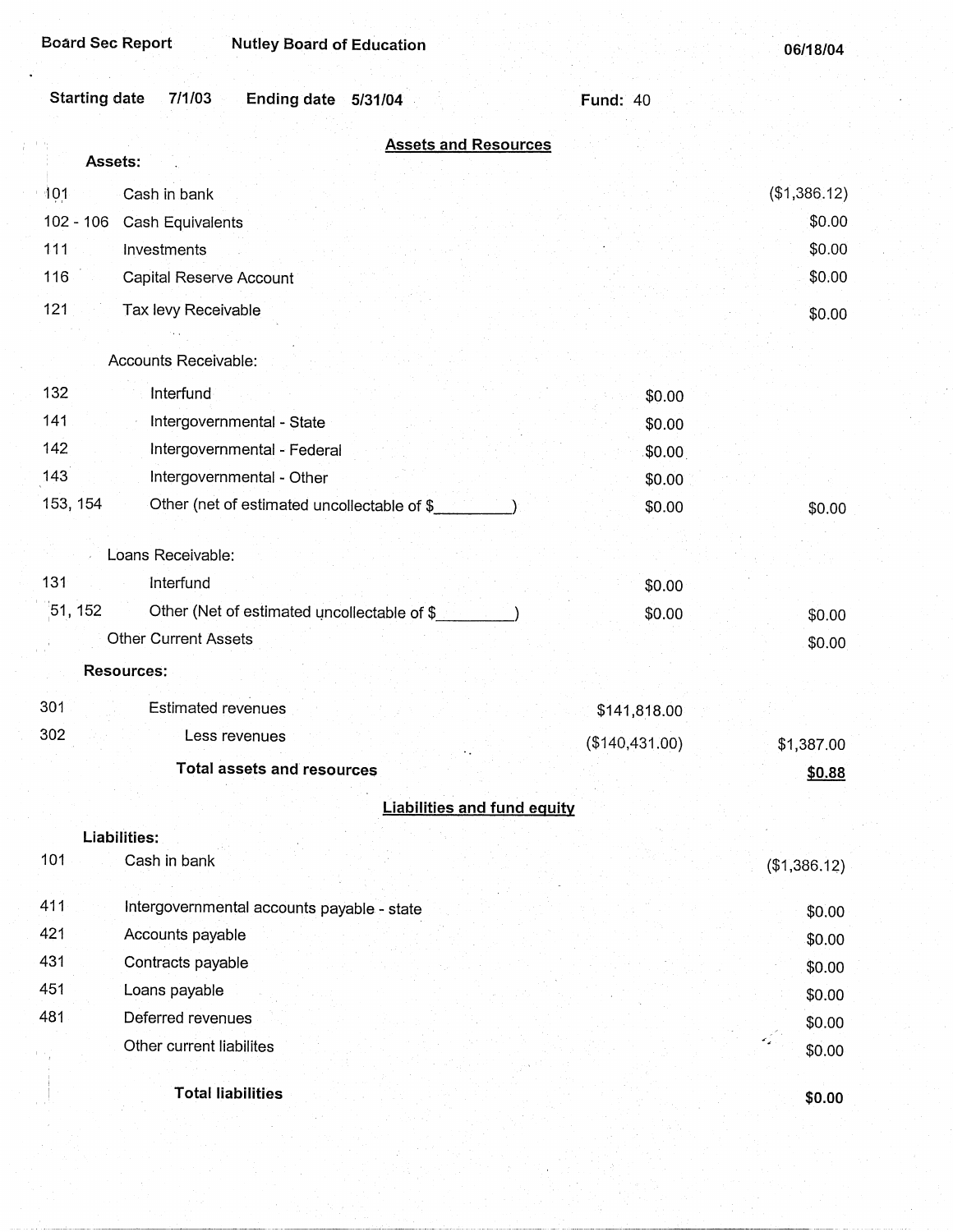Board Sec Report    Nutley Board of Education    06/18/04

Starting date 7/1/03    Ending date 5/31/04    Fund: 40

## Assets and Resources

| Code | Description | | |
|---|---|---|---|
| | **Assets:** | | |
| 101 | Cash in bank | | ($1,386.12) |
| 102 - 106 | Cash Equivalents | | $0.00 |
| 111 | Investments | | $0.00 |
| 116 | Capital Reserve Account | | $0.00 |
| 121 | Tax levy Receivable | | $0.00 |
| | Accounts Receivable: | | |
| 132 | Interfund | $0.00 | |
| 141 | Intergovernmental - State | $0.00 | |
| 142 | Intergovernmental - Federal | $0.00 | |
| 143 | Intergovernmental - Other | $0.00 | |
| 153, 154 | Other (net of estimated uncollectable of $_________) | $0.00 | $0.00 |
| | Loans Receivable: | | |
| 131 | Interfund | $0.00 | |
| 51, 152 | Other (Net of estimated uncollectable of $_________) | $0.00 | $0.00 |
| | Other Current Assets | | $0.00 |
| | **Resources:** | | |
| 301 | Estimated revenues | $141,818.00 | |
| 302 | Less revenues | ($140,431.00) | $1,387.00 |
| | **Total assets and resources** | | **$0.88** |

## Liabilities and fund equity

| Code | Description | |
|---|---|---|
| | **Liabilities:** | |
| 101 | Cash in bank | ($1,386.12) |
| 411 | Intergovernmental accounts payable - state | $0.00 |
| 421 | Accounts payable | $0.00 |
| 431 | Contracts payable | $0.00 |
| 451 | Loans payable | $0.00 |
| 481 | Deferred revenues | $0.00 |
| | Other current liabilites | $0.00 |
| | **Total liabilities** | **$0.00** |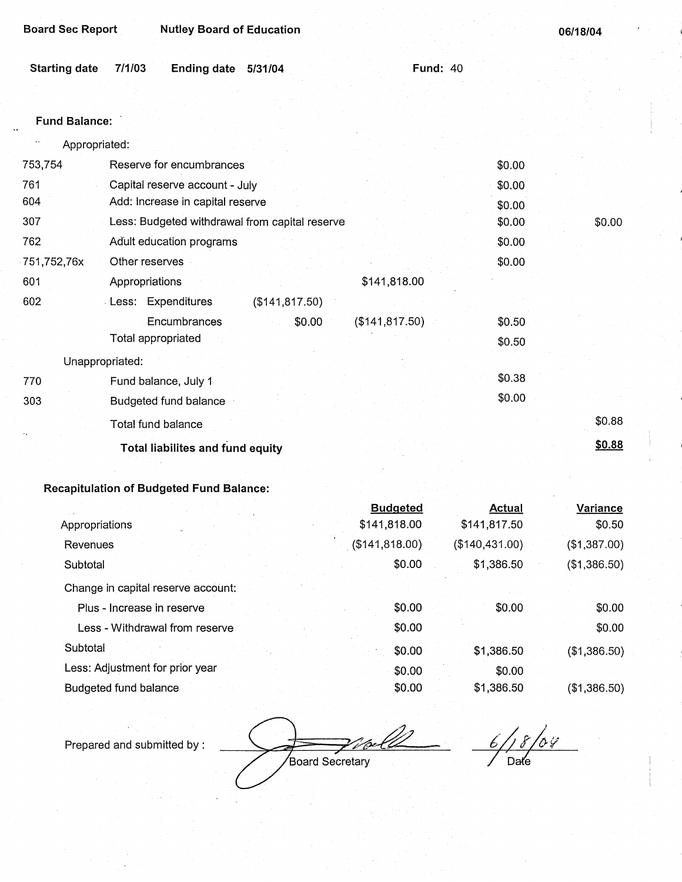**Board Sec Report** **Nutley Board of Education** **06/18/04**

**Starting date** **7/1/03** **Ending date** **5/31/04** **Fund:** 40

**Fund Balance:**

| | | | | | |
|---|---|---|---|---|---|
| | Appropriated: | | | | |
| 753,754 | Reserve for encumbrances | | | $0.00 | |
| 761 | Capital reserve account - July | | | $0.00 | |
| 604 | Add: Increase in capital reserve | | | $0.00 | |
| 307 | Less: Budgeted withdrawal from capital reserve | | | $0.00 | $0.00 |
| 762 | Adult education programs | | | $0.00 | |
| 751,752,76x | Other reserves | | | $0.00 | |
| 601 | Appropriations | | $141,818.00 | | |
| 602 | Less: Expenditures | ($141,817.50) | | | |
| | Encumbrances | $0.00 | ($141,817.50) | $0.50 | |
| | Total appropriated | | | $0.50 | |
| | Unappropriated: | | | | |
| 770 | Fund balance, July 1 | | | $0.38 | |
| 303 | Budgeted fund balance | | | $0.00 | |
| | Total fund balance | | | | $0.88 |
| | **Total liabilites and fund equity** | | | | **$0.88** |

**Recapitulation of Budgeted Fund Balance:**

| | Budgeted | Actual | Variance |
|---|---|---|---|
| Appropriations | $141,818.00 | $141,817.50 | $0.50 |
| Revenues | ($141,818.00) | ($140,431.00) | ($1,387.00) |
| Subtotal | $0.00 | $1,386.50 | ($1,386.50) |
| Change in capital reserve account: | | | |
| Plus - Increase in reserve | $0.00 | $0.00 | $0.00 |
| Less - Withdrawal from reserve | $0.00 | | $0.00 |
| Subtotal | $0.00 | $1,386.50 | ($1,386.50) |
| Less: Adjustment for prior year | $0.00 | $0.00 | |
| Budgeted fund balance | $0.00 | $1,386.50 | ($1,386.50) |

Prepared and submitted by : _______________ Board Secretary    6/18/04 Date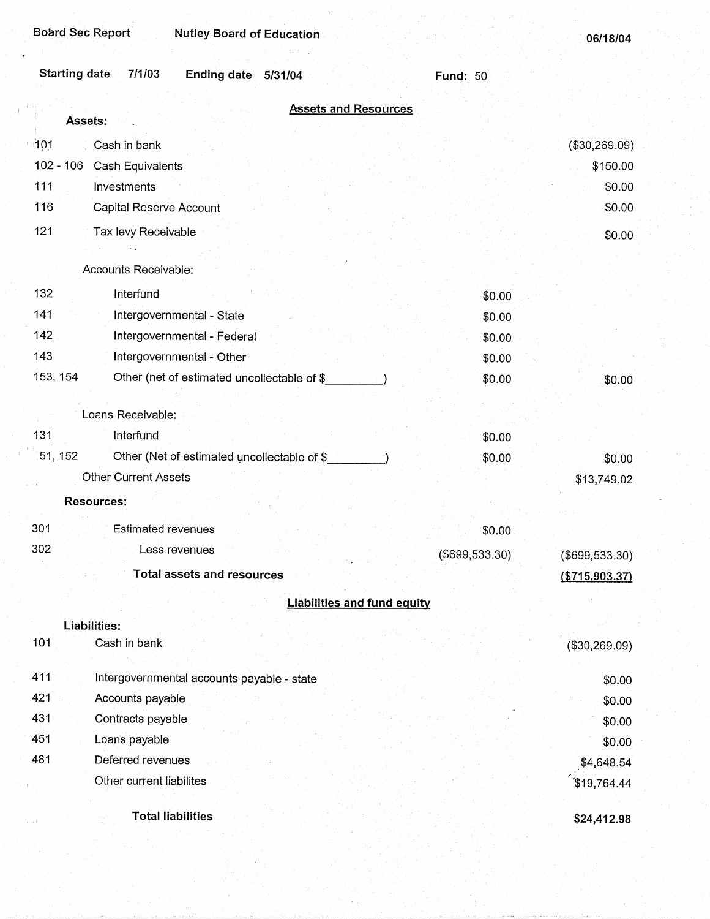Board Sec Report    Nutley Board of Education    06/18/04

Starting date 7/1/03    Ending date 5/31/04    Fund: 50

## Assets and Resources

| Code | Description | | Amount |
|---|---|---|---|
| **Assets:** | | | |
| 101 | Cash in bank | | ($30,269.09) |
| 102 - 106 | Cash Equivalents | | $150.00 |
| 111 | Investments | | $0.00 |
| 116 | Capital Reserve Account | | $0.00 |
| 121 | Tax levy Receivable | | $0.00 |
| | Accounts Receivable: | | |
| 132 | Interfund | $0.00 | |
| 141 | Intergovernmental - State | $0.00 | |
| 142 | Intergovernmental - Federal | $0.00 | |
| 143 | Intergovernmental - Other | $0.00 | |
| 153, 154 | Other (net of estimated uncollectable of $_________) | $0.00 | $0.00 |
| | Loans Receivable: | | |
| 131 | Interfund | $0.00 | |
| 51, 152 | Other (Net of estimated uncollectable of $_________) | $0.00 | $0.00 |
| | Other Current Assets | | $13,749.02 |
| **Resources:** | | | |
| 301 | Estimated revenues | $0.00 | |
| 302 | Less revenues | ($699,533.30) | ($699,533.30) |
| | **Total assets and resources** | | ($715,903.37) |

## Liabilities and fund equity

| Code | Description | Amount |
|---|---|---|
| **Liabilities:** | | |
| 101 | Cash in bank | ($30,269.09) |
| 411 | Intergovernmental accounts payable - state | $0.00 |
| 421 | Accounts payable | $0.00 |
| 431 | Contracts payable | $0.00 |
| 451 | Loans payable | $0.00 |
| 481 | Deferred revenues | $4,648.54 |
| | Other current liabilites | $19,764.44 |
| | **Total liabilities** | **$24,412.98** |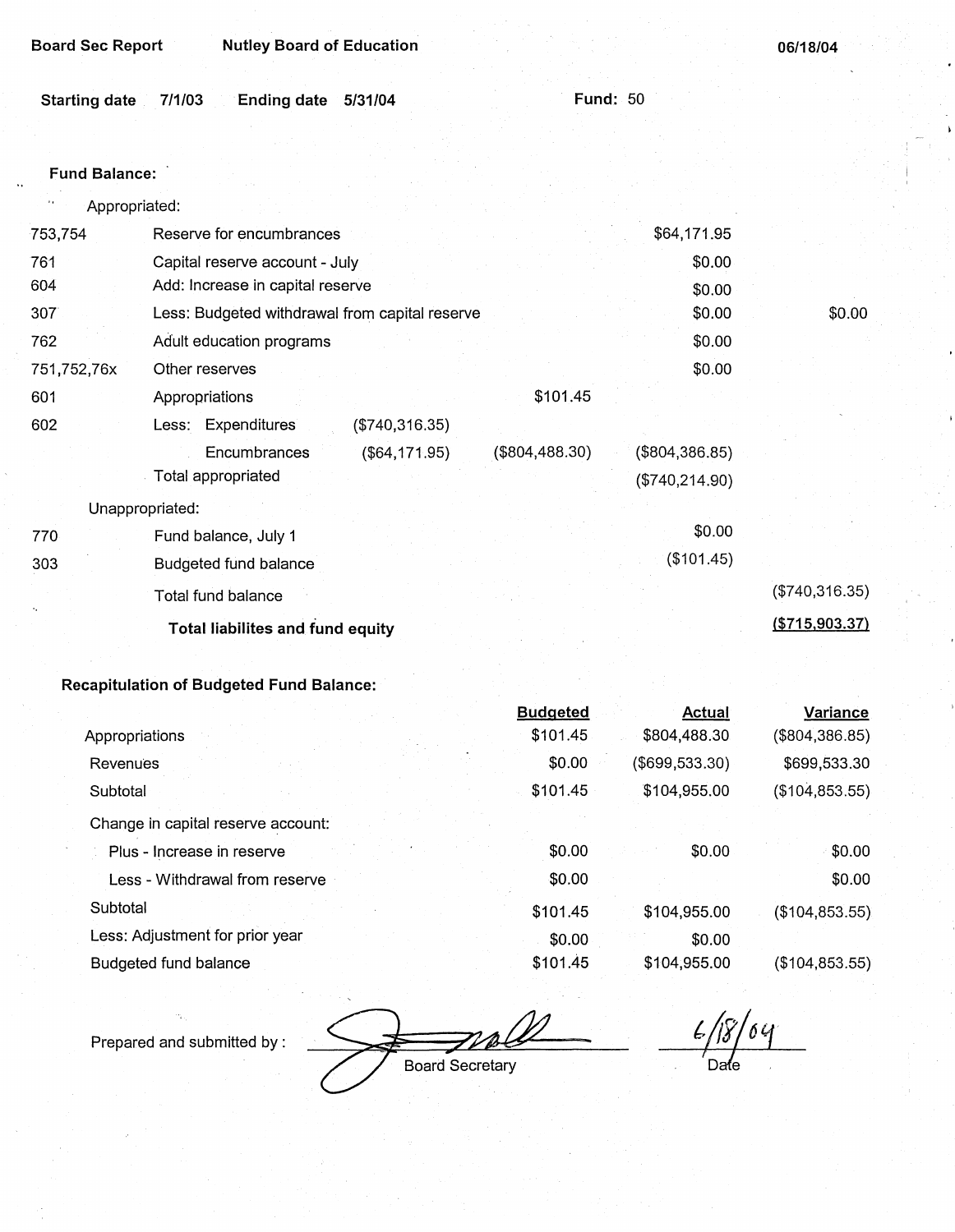**Board Sec Report** **Nutley Board of Education** **06/18/04**

**Starting date** 7/1/03 **Ending date** 5/31/04 **Fund:** 50

**Fund Balance:**

| Code | Description | | | | |
|---|---|---|---|---|---|
| | Appropriated: | | | | |
| 753,754 | Reserve for encumbrances | | | $64,171.95 | |
| 761 | Capital reserve account - July | | | $0.00 | |
| 604 | Add: Increase in capital reserve | | | $0.00 | |
| 307 | Less: Budgeted withdrawal from capital reserve | | | $0.00 | $0.00 |
| 762 | Adult education programs | | | $0.00 | |
| 751,752,76x | Other reserves | | | $0.00 | |
| 601 | Appropriations | | $101.45 | | |
| 602 | Less: Expenditures | ($740,316.35) | | | |
| | Encumbrances | ($64,171.95) | ($804,488.30) | ($804,386.85) | |
| | Total appropriated | | | ($740,214.90) | |
| | Unappropriated: | | | | |
| 770 | Fund balance, July 1 | | | $0.00 | |
| 303 | Budgeted fund balance | | | ($101.45) | |
| | Total fund balance | | | | ($740,316.35) |
| | **Total liabilites and fund equity** | | | | **($715,903.37)** |

**Recapitulation of Budgeted Fund Balance:**

| | Budgeted | Actual | Variance |
|---|---|---|---|
| Appropriations | $101.45 | $804,488.30 | ($804,386.85) |
| Revenues | $0.00 | ($699,533.30) | $699,533.30 |
| Subtotal | $101.45 | $104,955.00 | ($104,853.55) |
| Change in capital reserve account: | | | |
| Plus - Increase in reserve | $0.00 | $0.00 | $0.00 |
| Less - Withdrawal from reserve | $0.00 | | $0.00 |
| Subtotal | $101.45 | $104,955.00 | ($104,853.55) |
| Less: Adjustment for prior year | $0.00 | $0.00 | |
| Budgeted fund balance | $101.45 | $104,955.00 | ($104,853.55) |

Prepared and submitted by : Board Secretary    Date 6/18/04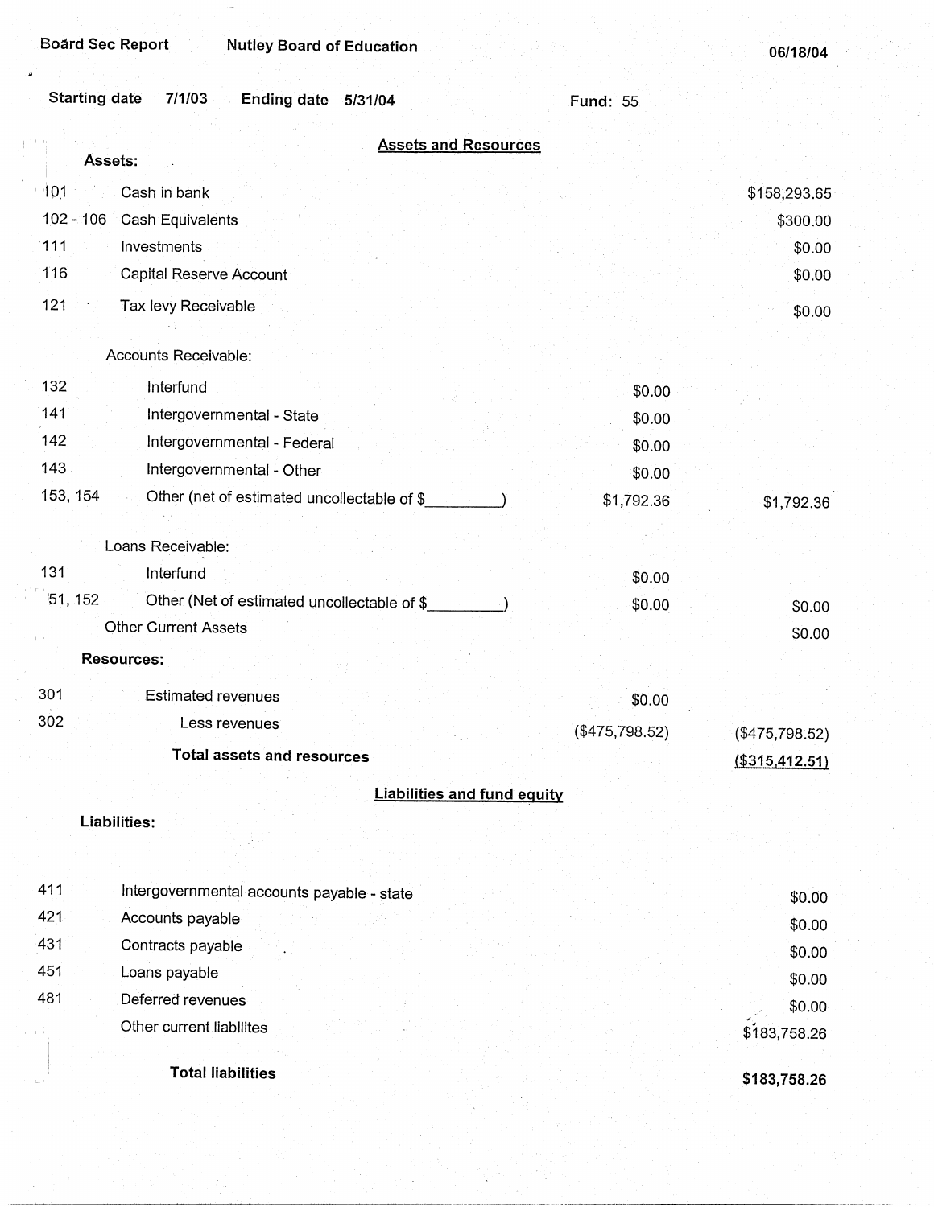Board Sec Report | Nutley Board of Education | 06/18/04

Starting date 7/1/03 | Ending date 5/31/04 | Fund: 55

## Assets and Resources

| Code | Description | | |
|---|---|---|---|
| | **Assets:** | | |
| 101 | Cash in bank | | $158,293.65 |
| 102 - 106 | Cash Equivalents | | $300.00 |
| 111 | Investments | | $0.00 |
| 116 | Capital Reserve Account | | $0.00 |
| 121 | Tax levy Receivable | | $0.00 |
| | Accounts Receivable: | | |
| 132 | Interfund | $0.00 | |
| 141 | Intergovernmental - State | $0.00 | |
| 142 | Intergovernmental - Federal | $0.00 | |
| 143 | Intergovernmental - Other | $0.00 | |
| 153, 154 | Other (net of estimated uncollectable of $_________) | $1,792.36 | $1,792.36 |
| | Loans Receivable: | | |
| 131 | Interfund | $0.00 | |
| 51, 152 | Other (Net of estimated uncollectable of $_________) | $0.00 | $0.00 |
| | Other Current Assets | | $0.00 |
| | **Resources:** | | |
| 301 | Estimated revenues | $0.00 | |
| 302 | Less revenues | ($475,798.52) | ($475,798.52) |
| | **Total assets and resources** | | **($315,412.51)** |

## Liabilities and fund equity

| Code | Description | |
|---|---|---|
| | **Liabilities:** | |
| 411 | Intergovernmental accounts payable - state | $0.00 |
| 421 | Accounts payable | $0.00 |
| 431 | Contracts payable | $0.00 |
| 451 | Loans payable | $0.00 |
| 481 | Deferred revenues | $0.00 |
| | Other current liabilites | $183,758.26 |
| | **Total liabilities** | **$183,758.26** |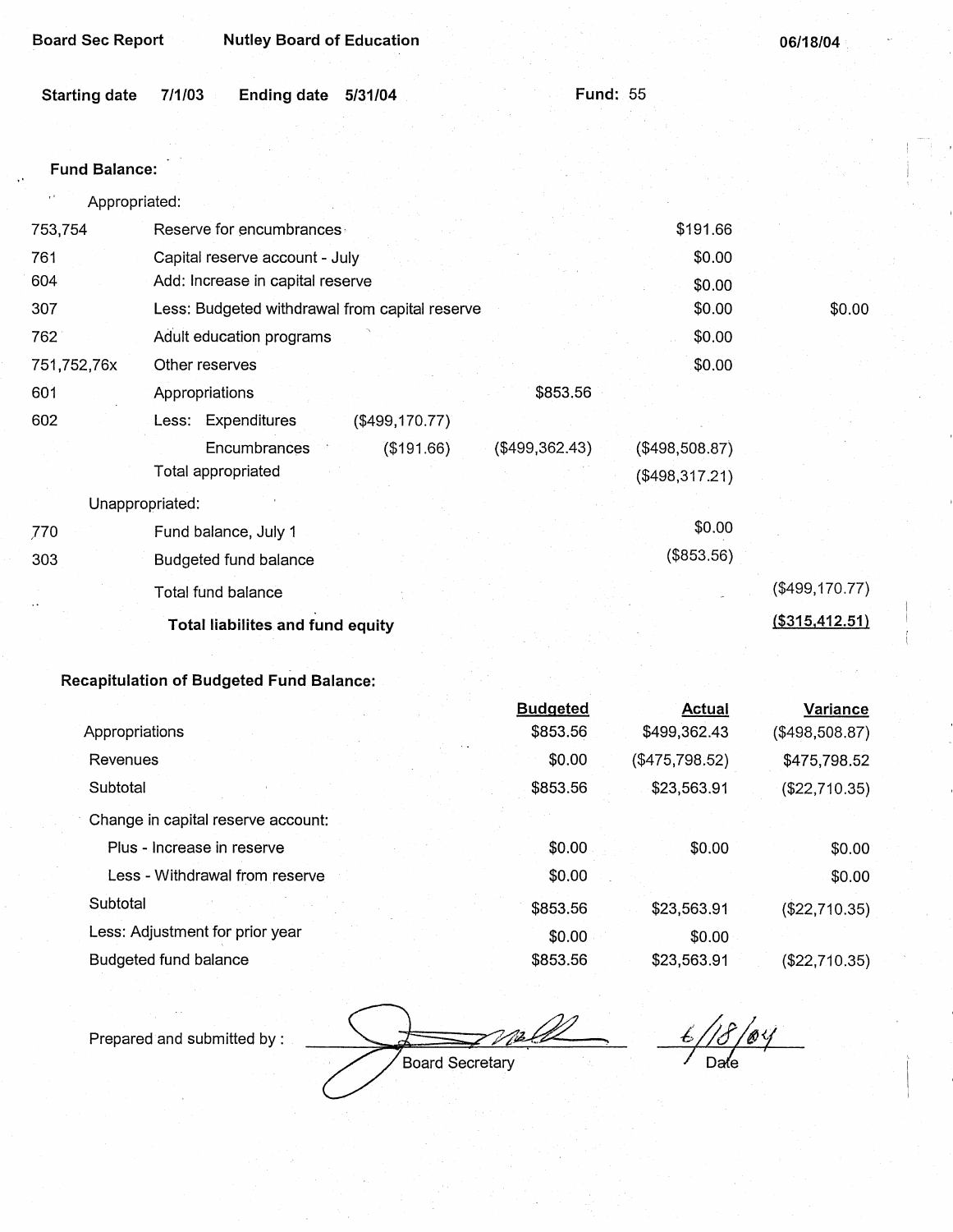**Board Sec Report** **Nutley Board of Education** **06/18/04**

**Starting date** 7/1/03 **Ending date** 5/31/04 **Fund:** 55

**Fund Balance:**

| | | | | | |
|---|---|---|---|---|---|
| | Appropriated: | | | | |
| 753,754 | Reserve for encumbrances | | | $191.66 | |
| 761 | Capital reserve account - July | | | $0.00 | |
| 604 | Add: Increase in capital reserve | | | $0.00 | |
| 307 | Less: Budgeted withdrawal from capital reserve | | | $0.00 | $0.00 |
| 762 | Adult education programs | | | $0.00 | |
| 751,752,76x | Other reserves | | | $0.00 | |
| 601 | Appropriations | | $853.56 | | |
| 602 | Less: Expenditures | ($499,170.77) | | | |
| | Encumbrances | ($191.66) | ($499,362.43) | ($498,508.87) | |
| | Total appropriated | | | ($498,317.21) | |
| | Unappropriated: | | | | |
| 770 | Fund balance, July 1 | | | $0.00 | |
| 303 | Budgeted fund balance | | | ($853.56) | |
| | Total fund balance | | | | ($499,170.77) |
| | **Total liabilites and fund equity** | | | | **($315,412.51)** |

**Recapitulation of Budgeted Fund Balance:**

| | Budgeted | Actual | Variance |
|---|---|---|---|
| Appropriations | $853.56 | $499,362.43 | ($498,508.87) |
| Revenues | $0.00 | ($475,798.52) | $475,798.52 |
| Subtotal | $853.56 | $23,563.91 | ($22,710.35) |
| Change in capital reserve account: | | | |
| Plus - Increase in reserve | $0.00 | $0.00 | $0.00 |
| Less - Withdrawal from reserve | $0.00 | | $0.00 |
| Subtotal | $853.56 | $23,563.91 | ($22,710.35) |
| Less: Adjustment for prior year | $0.00 | $0.00 | |
| Budgeted fund balance | $853.56 | $23,563.91 | ($22,710.35) |

Prepared and submitted by : _________________ Board Secretary 6/18/04 Date